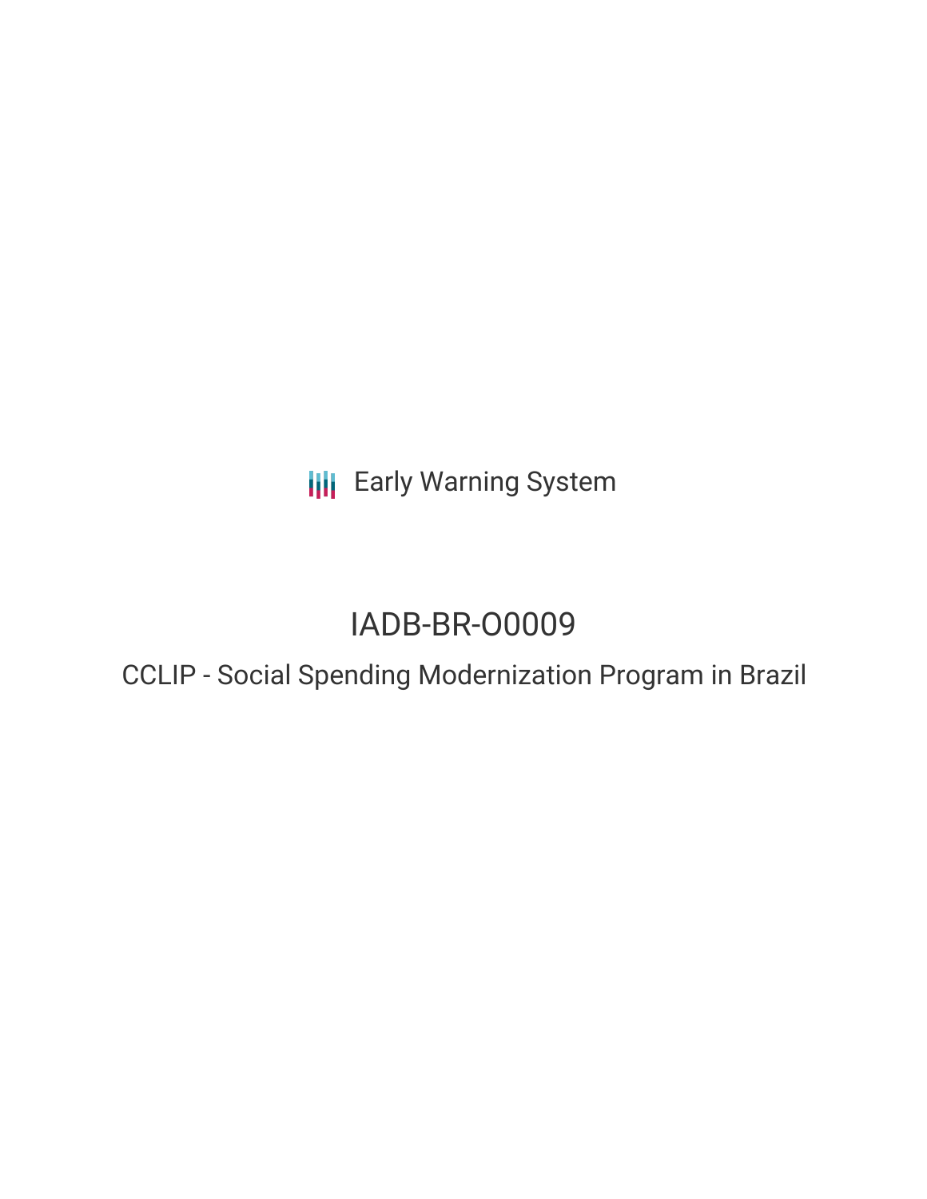Early Warning System

# IADB-BR-O0009

## CCLIP - Social Spending Modernization Program in Brazil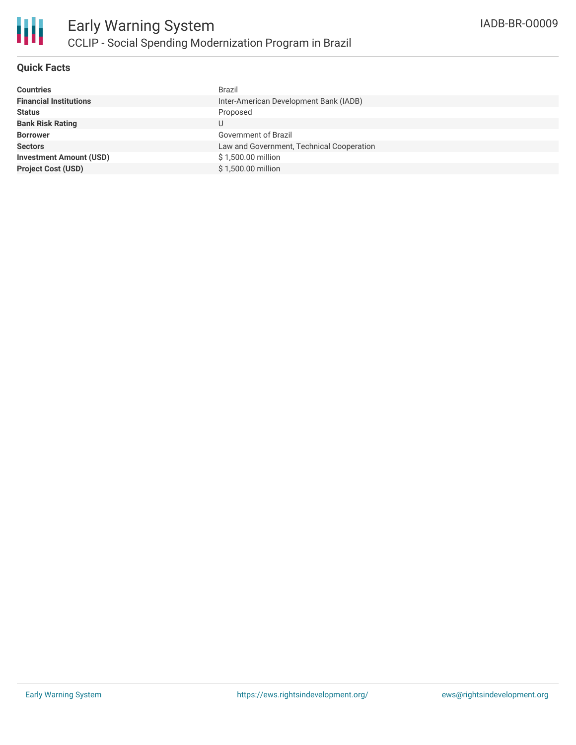# Early Warning System

## CCLIP - Social Spending Modernization Program in Brazil

IADB-BR-O0009

### Quick Facts

| | |
|---|---|
| **Countries** | Brazil |
| **Financial Institutions** | Inter-American Development Bank (IADB) |
| **Status** | Proposed |
| **Bank Risk Rating** | U |
| **Borrower** | Government of Brazil |
| **Sectors** | Law and Government, Technical Cooperation |
| **Investment Amount (USD)** | $ 1,500.00 million |
| **Project Cost (USD)** | $ 1,500.00 million |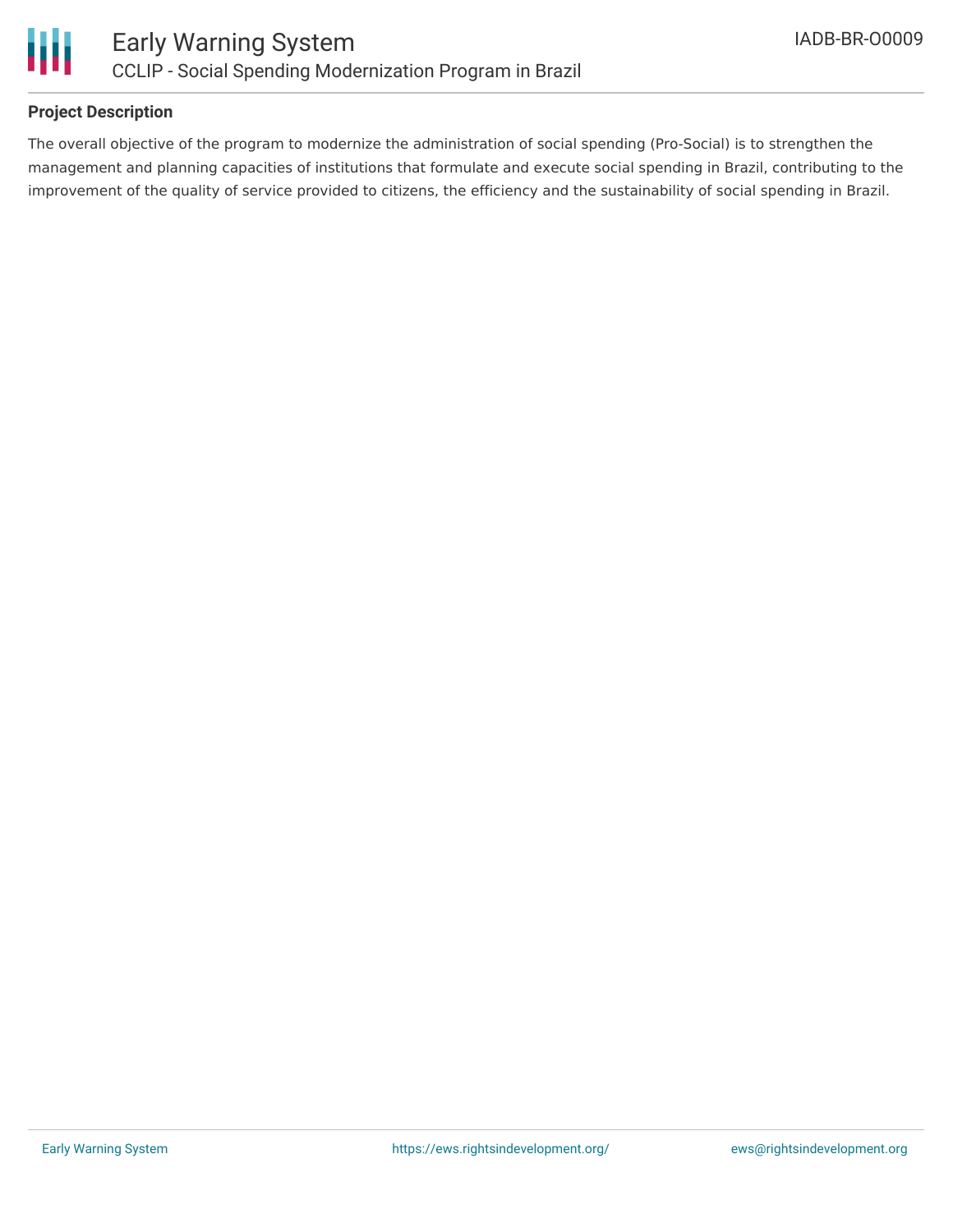## Project Description

The overall objective of the program to modernize the administration of social spending (Pro-Social) is to strengthen the management and planning capacities of institutions that formulate and execute social spending in Brazil, contributing to the improvement of the quality of service provided to citizens, the efficiency and the sustainability of social spending in Brazil.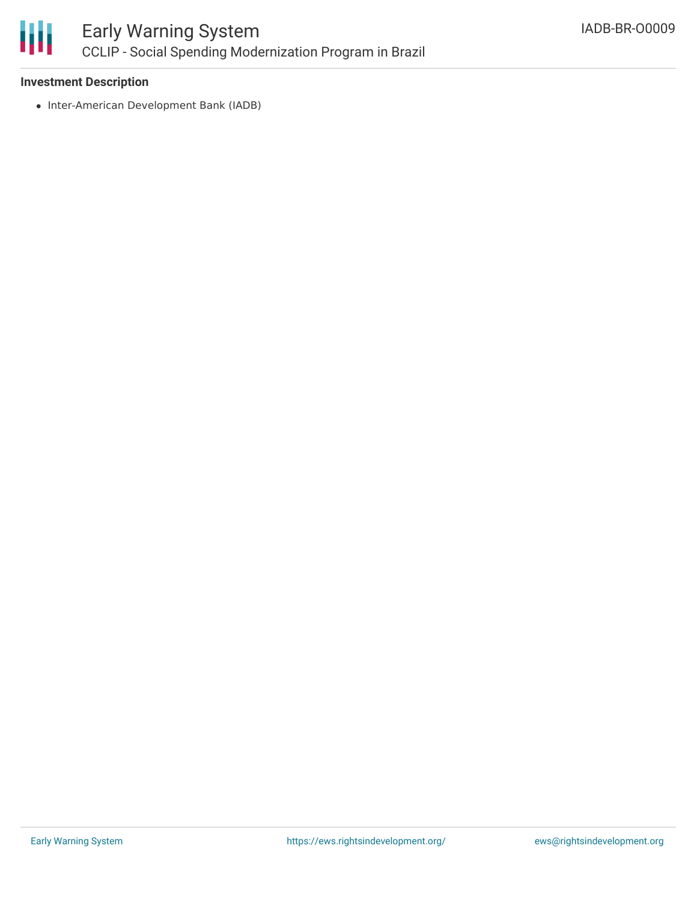**Investment Description**

- Inter-American Development Bank (IADB)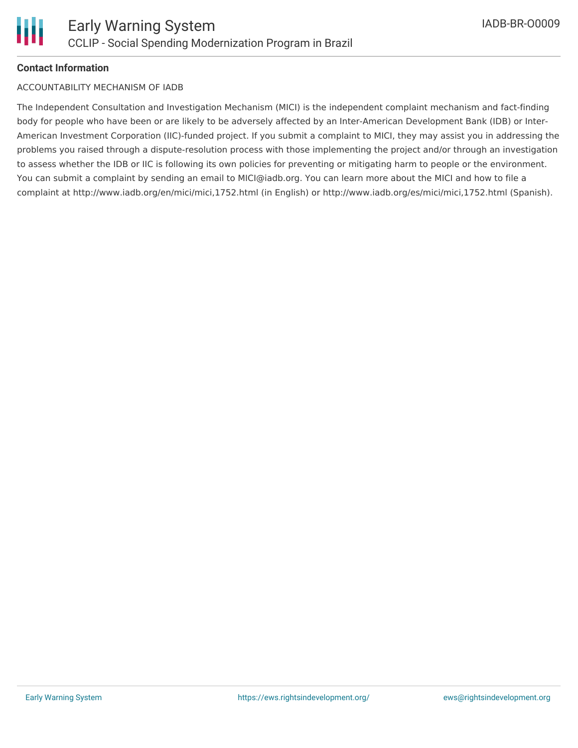**Contact Information**

ACCOUNTABILITY MECHANISM OF IADB

The Independent Consultation and Investigation Mechanism (MICI) is the independent complaint mechanism and fact-finding body for people who have been or are likely to be adversely affected by an Inter-American Development Bank (IDB) or Inter-American Investment Corporation (IIC)-funded project. If you submit a complaint to MICI, they may assist you in addressing the problems you raised through a dispute-resolution process with those implementing the project and/or through an investigation to assess whether the IDB or IIC is following its own policies for preventing or mitigating harm to people or the environment. You can submit a complaint by sending an email to MICI@iadb.org. You can learn more about the MICI and how to file a complaint at http://www.iadb.org/en/mici/mici,1752.html (in English) or http://www.iadb.org/es/mici/mici,1752.html (Spanish).